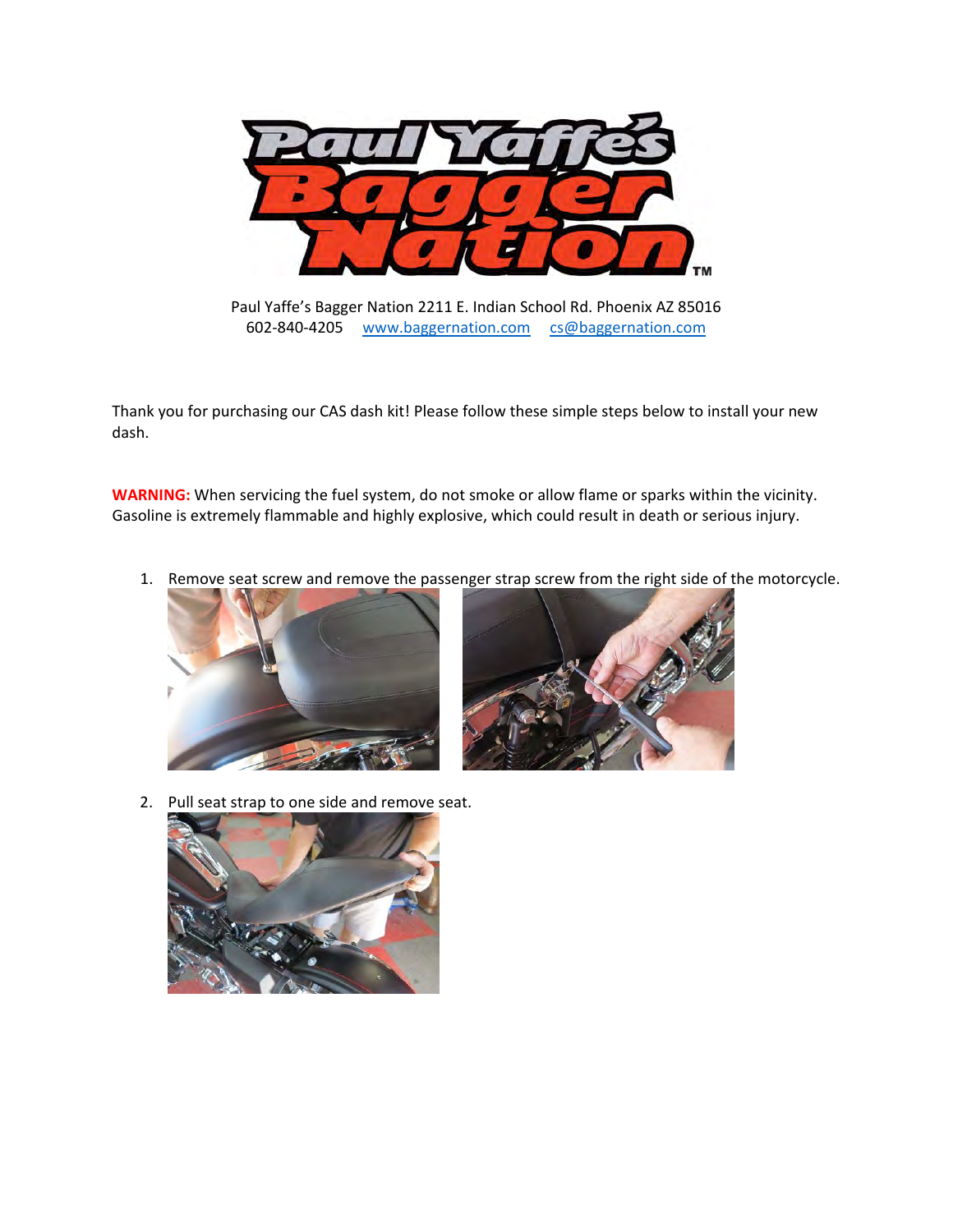Paul Yaffe's Bagger Nation 2211 E. Indian School Rd. Phoenix AZ 85016
602-840-4205 www.baggernation.com cs@baggernation.com

Thank you for purchasing our CAS dash kit! Please follow these simple steps below to install your new dash.

**WARNING:** When servicing the fuel system, do not smoke or allow flame or sparks within the vicinity. Gasoline is extremely flammable and highly explosive, which could result in death or serious injury.

1. Remove seat screw and remove the passenger strap screw from the right side of the motorcycle.
2. Pull seat strap to one side and remove seat.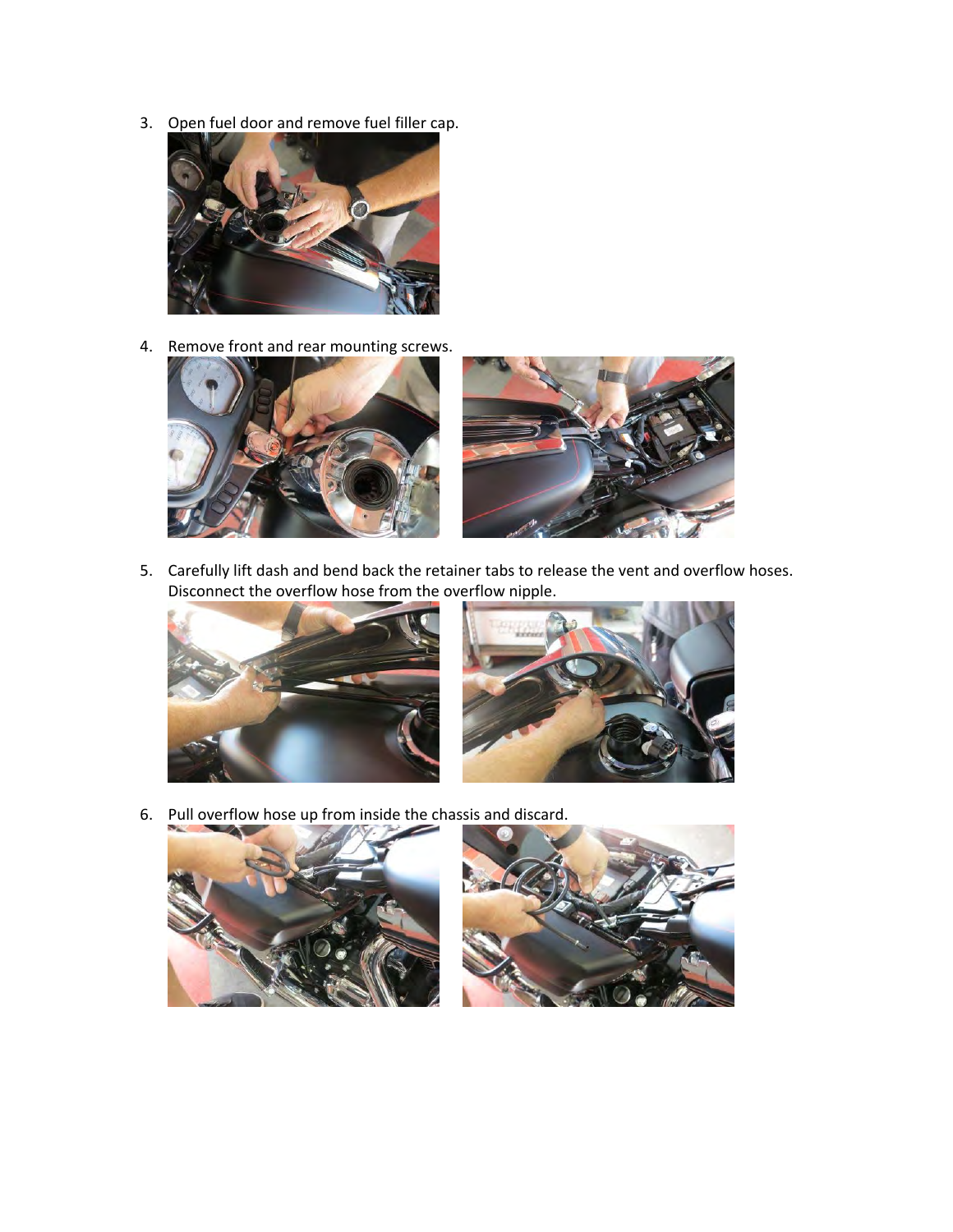3. Open fuel door and remove fuel filler cap.

4. Remove front and rear mounting screws.

5. Carefully lift dash and bend back the retainer tabs to release the vent and overflow hoses. Disconnect the overflow hose from the overflow nipple.

6. Pull overflow hose up from inside the chassis and discard.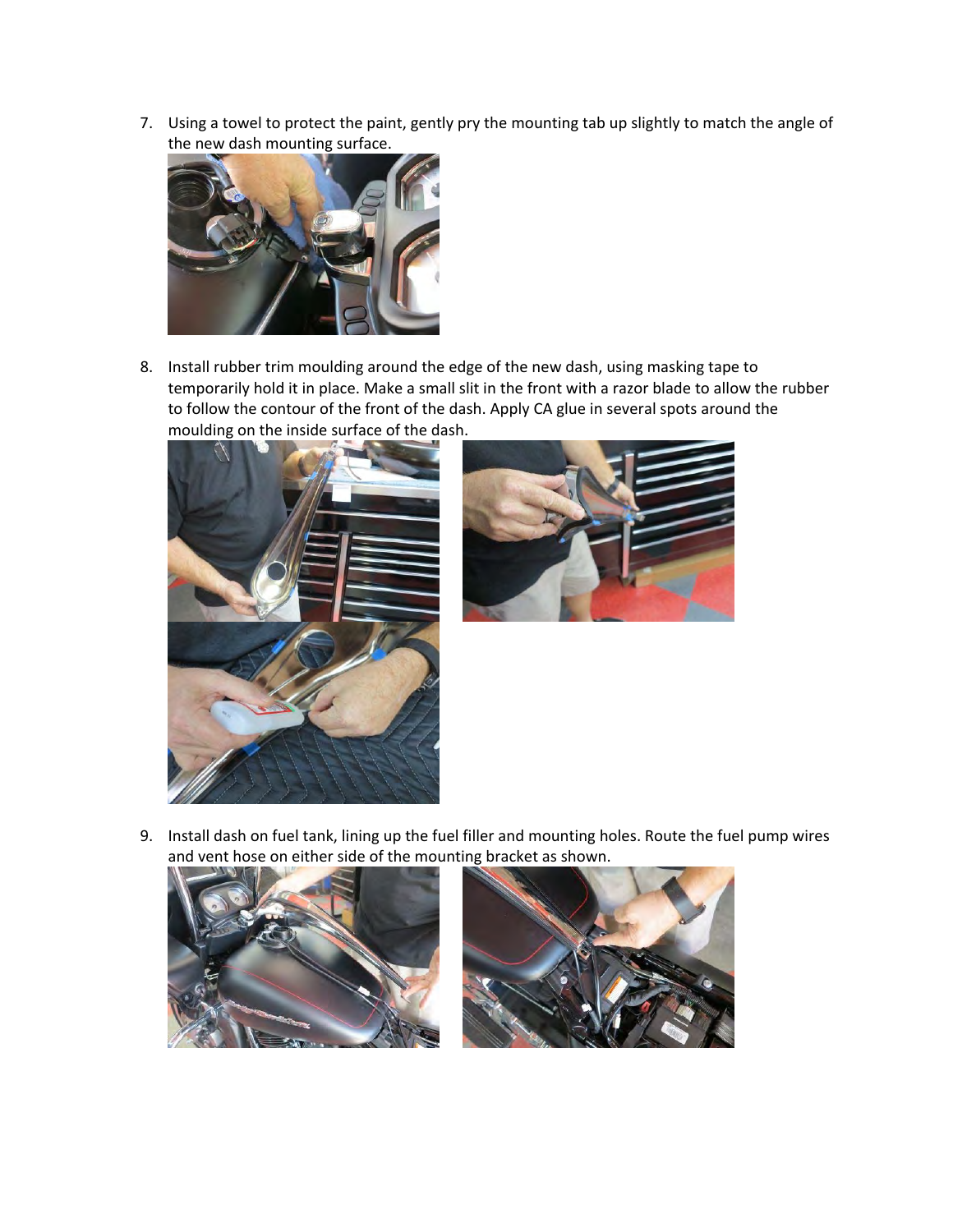7. Using a towel to protect the paint, gently pry the mounting tab up slightly to match the angle of the new dash mounting surface.

8. Install rubber trim moulding around the edge of the new dash, using masking tape to temporarily hold it in place. Make a small slit in the front with a razor blade to allow the rubber to follow the contour of the front of the dash. Apply CA glue in several spots around the moulding on the inside surface of the dash.

9. Install dash on fuel tank, lining up the fuel filler and mounting holes. Route the fuel pump wires and vent hose on either side of the mounting bracket as shown.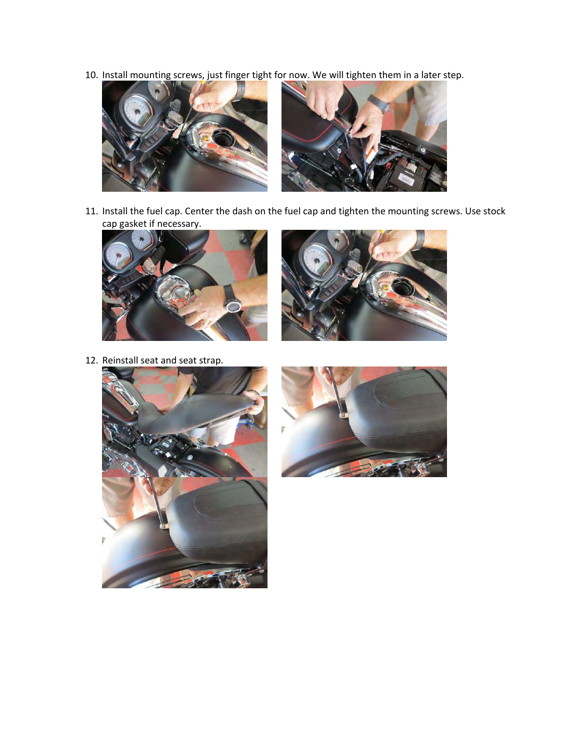10. Install mounting screws, just finger tight for now. We will tighten them in a later step.

11. Install the fuel cap. Center the dash on the fuel cap and tighten the mounting screws. Use stock cap gasket if necessary.

12. Reinstall seat and seat strap.